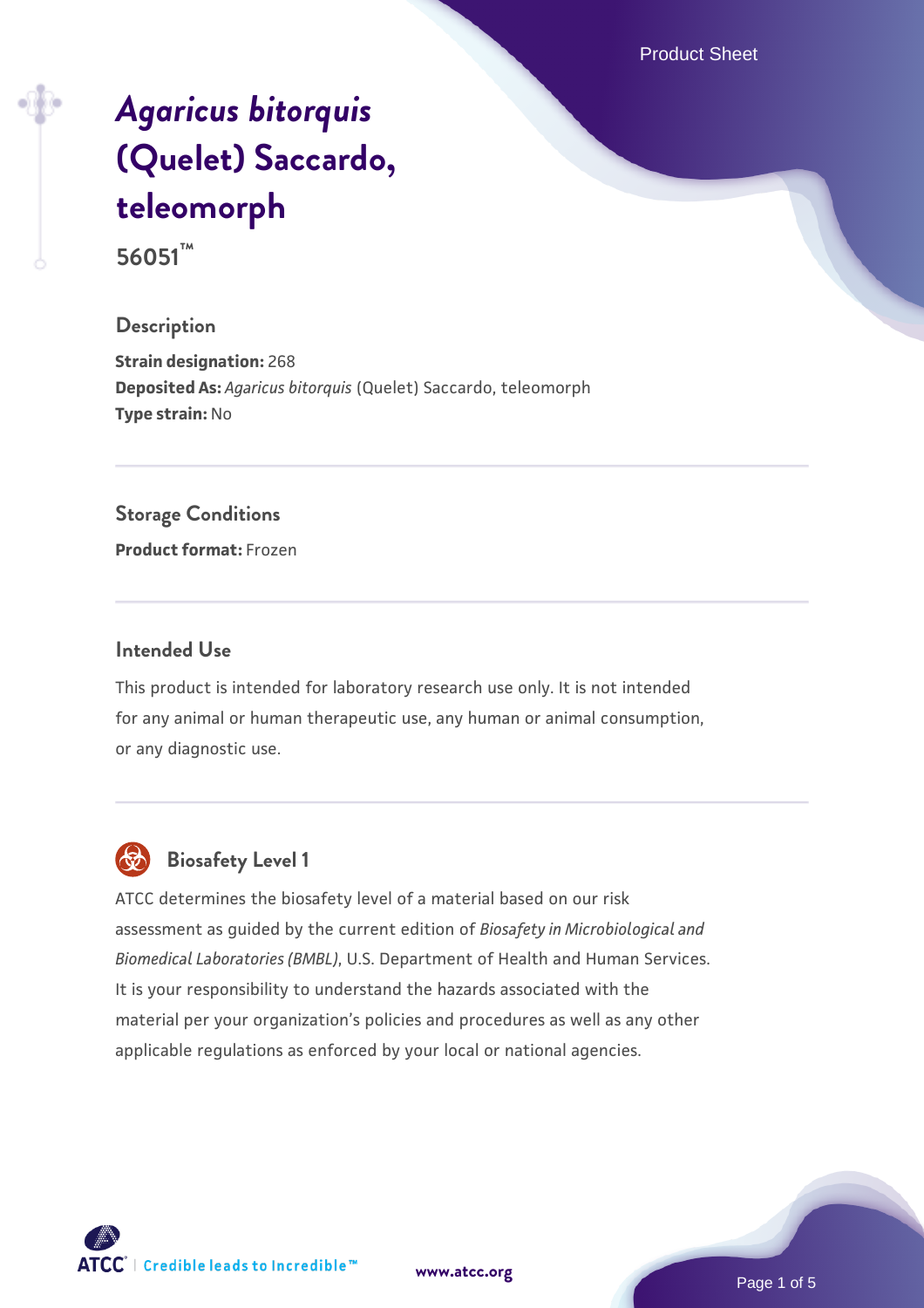# *Agaricus bitorquis* (Quelet) Saccardo, teleomorph

**56051™**

## Description

**Strain designation:** 268
**Deposited As:** *Agaricus bitorquis* (Quelet) Saccardo, teleomorph
**Type strain:** No

## Storage Conditions

**Product format:** Frozen

## Intended Use

This product is intended for laboratory research use only. It is not intended for any animal or human therapeutic use, any human or animal consumption, or any diagnostic use.

## Biosafety Level 1

ATCC determines the biosafety level of a material based on our risk assessment as guided by the current edition of *Biosafety in Microbiological and Biomedical Laboratories (BMBL)*, U.S. Department of Health and Human Services. It is your responsibility to understand the hazards associated with the material per your organization's policies and procedures as well as any other applicable regulations as enforced by your local or national agencies.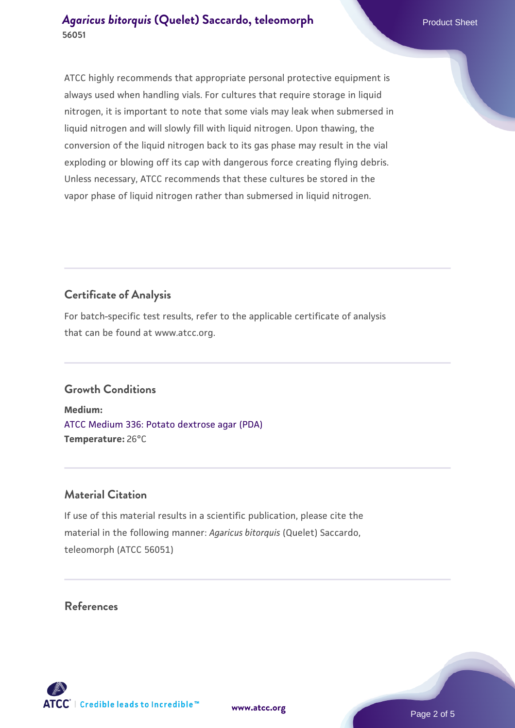ATCC highly recommends that appropriate personal protective equipment is always used when handling vials. For cultures that require storage in liquid nitrogen, it is important to note that some vials may leak when submersed in liquid nitrogen and will slowly fill with liquid nitrogen. Upon thawing, the conversion of the liquid nitrogen back to its gas phase may result in the vial exploding or blowing off its cap with dangerous force creating flying debris. Unless necessary, ATCC recommends that these cultures be stored in the vapor phase of liquid nitrogen rather than submersed in liquid nitrogen.

## Certificate of Analysis

For batch-specific test results, refer to the applicable certificate of analysis that can be found at www.atcc.org.

## Growth Conditions

**Medium:**
ATCC Medium 336: Potato dextrose agar (PDA)
**Temperature:** 26°C

## Material Citation

If use of this material results in a scientific publication, please cite the material in the following manner: *Agaricus bitorquis* (Quelet) Saccardo, teleomorph (ATCC 56051)

## References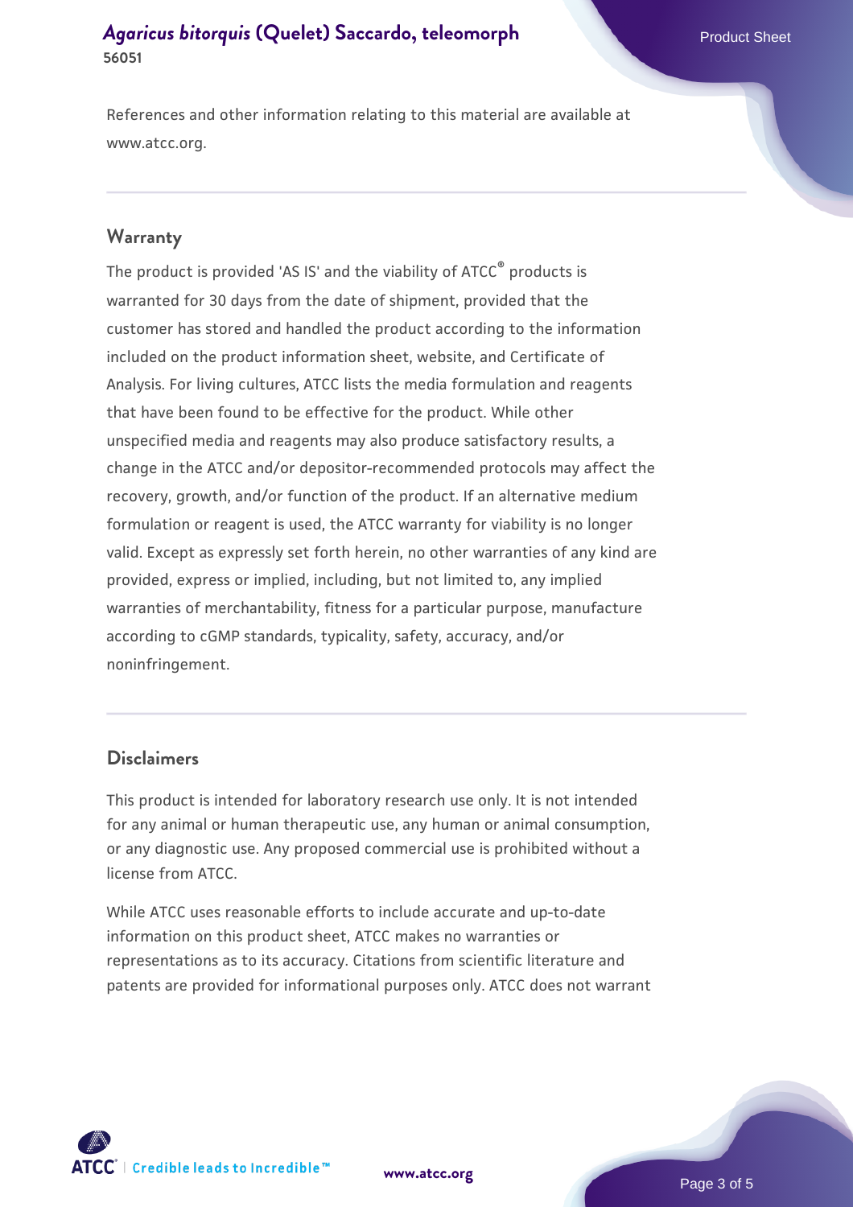References and other information relating to this material are available at www.atcc.org.

## Warranty

The product is provided 'AS IS' and the viability of ATCC® products is warranted for 30 days from the date of shipment, provided that the customer has stored and handled the product according to the information included on the product information sheet, website, and Certificate of Analysis. For living cultures, ATCC lists the media formulation and reagents that have been found to be effective for the product. While other unspecified media and reagents may also produce satisfactory results, a change in the ATCC and/or depositor-recommended protocols may affect the recovery, growth, and/or function of the product. If an alternative medium formulation or reagent is used, the ATCC warranty for viability is no longer valid. Except as expressly set forth herein, no other warranties of any kind are provided, express or implied, including, but not limited to, any implied warranties of merchantability, fitness for a particular purpose, manufacture according to cGMP standards, typicality, safety, accuracy, and/or noninfringement.

## Disclaimers

This product is intended for laboratory research use only. It is not intended for any animal or human therapeutic use, any human or animal consumption, or any diagnostic use. Any proposed commercial use is prohibited without a license from ATCC.

While ATCC uses reasonable efforts to include accurate and up-to-date information on this product sheet, ATCC makes no warranties or representations as to its accuracy. Citations from scientific literature and patents are provided for informational purposes only. ATCC does not warrant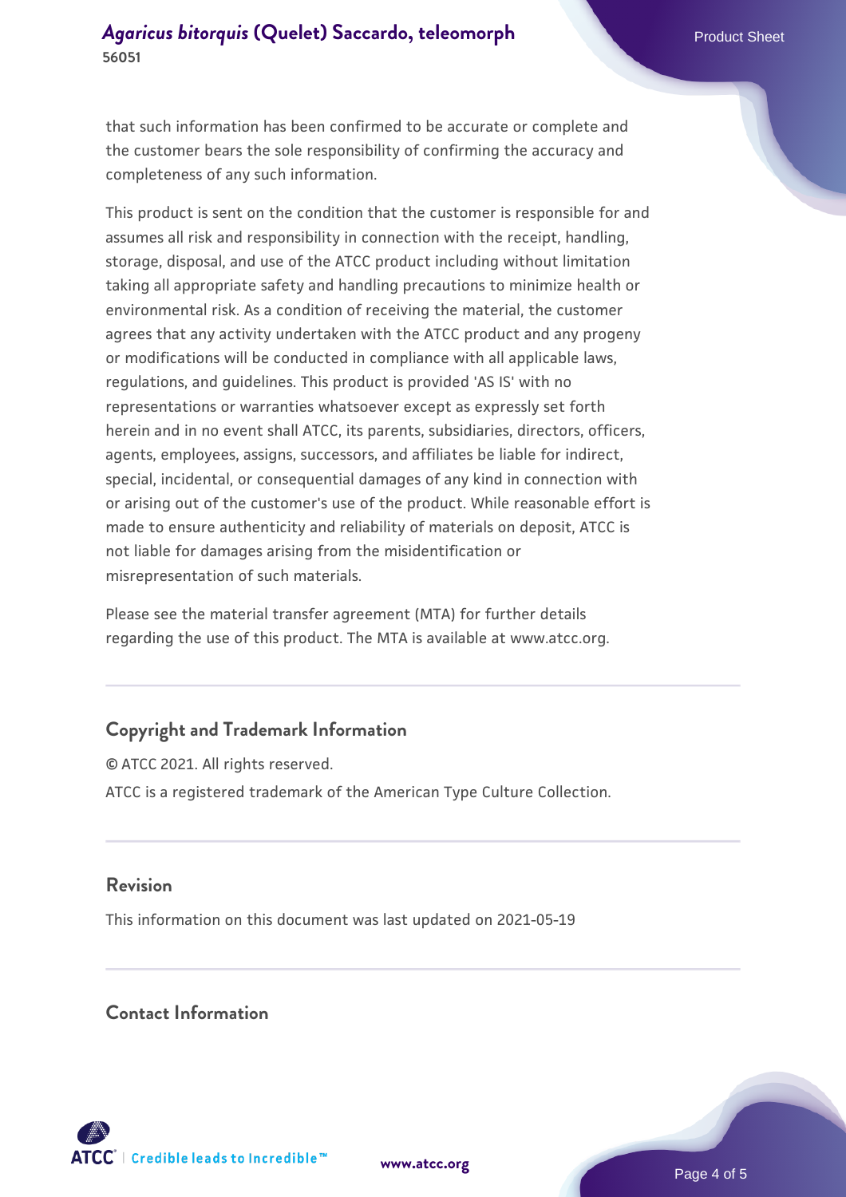that such information has been confirmed to be accurate or complete and the customer bears the sole responsibility of confirming the accuracy and completeness of any such information.

This product is sent on the condition that the customer is responsible for and assumes all risk and responsibility in connection with the receipt, handling, storage, disposal, and use of the ATCC product including without limitation taking all appropriate safety and handling precautions to minimize health or environmental risk. As a condition of receiving the material, the customer agrees that any activity undertaken with the ATCC product and any progeny or modifications will be conducted in compliance with all applicable laws, regulations, and guidelines. This product is provided 'AS IS' with no representations or warranties whatsoever except as expressly set forth herein and in no event shall ATCC, its parents, subsidiaries, directors, officers, agents, employees, assigns, successors, and affiliates be liable for indirect, special, incidental, or consequential damages of any kind in connection with or arising out of the customer's use of the product. While reasonable effort is made to ensure authenticity and reliability of materials on deposit, ATCC is not liable for damages arising from the misidentification or misrepresentation of such materials.

Please see the material transfer agreement (MTA) for further details regarding the use of this product. The MTA is available at www.atcc.org.

## Copyright and Trademark Information

© ATCC 2021. All rights reserved.

ATCC is a registered trademark of the American Type Culture Collection.

## Revision

This information on this document was last updated on 2021-05-19

## Contact Information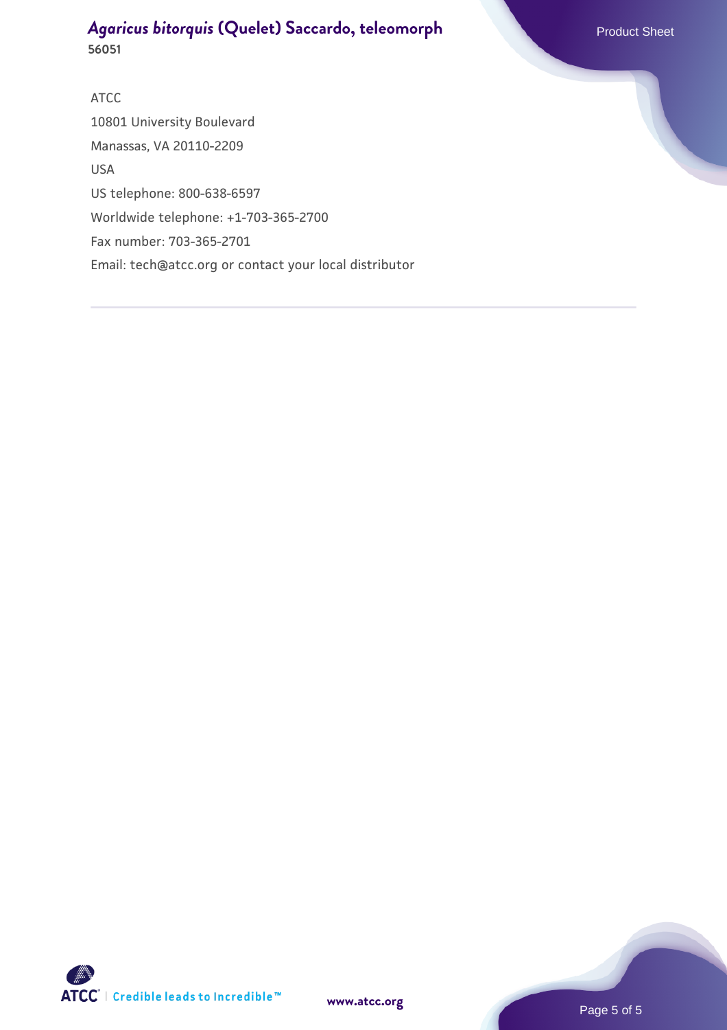ATCC

10801 University Boulevard

Manassas, VA 20110-2209

USA

US telephone: 800-638-6597

Worldwide telephone: +1-703-365-2700

Fax number: 703-365-2701

Email: tech@atcc.org or contact your local distributor